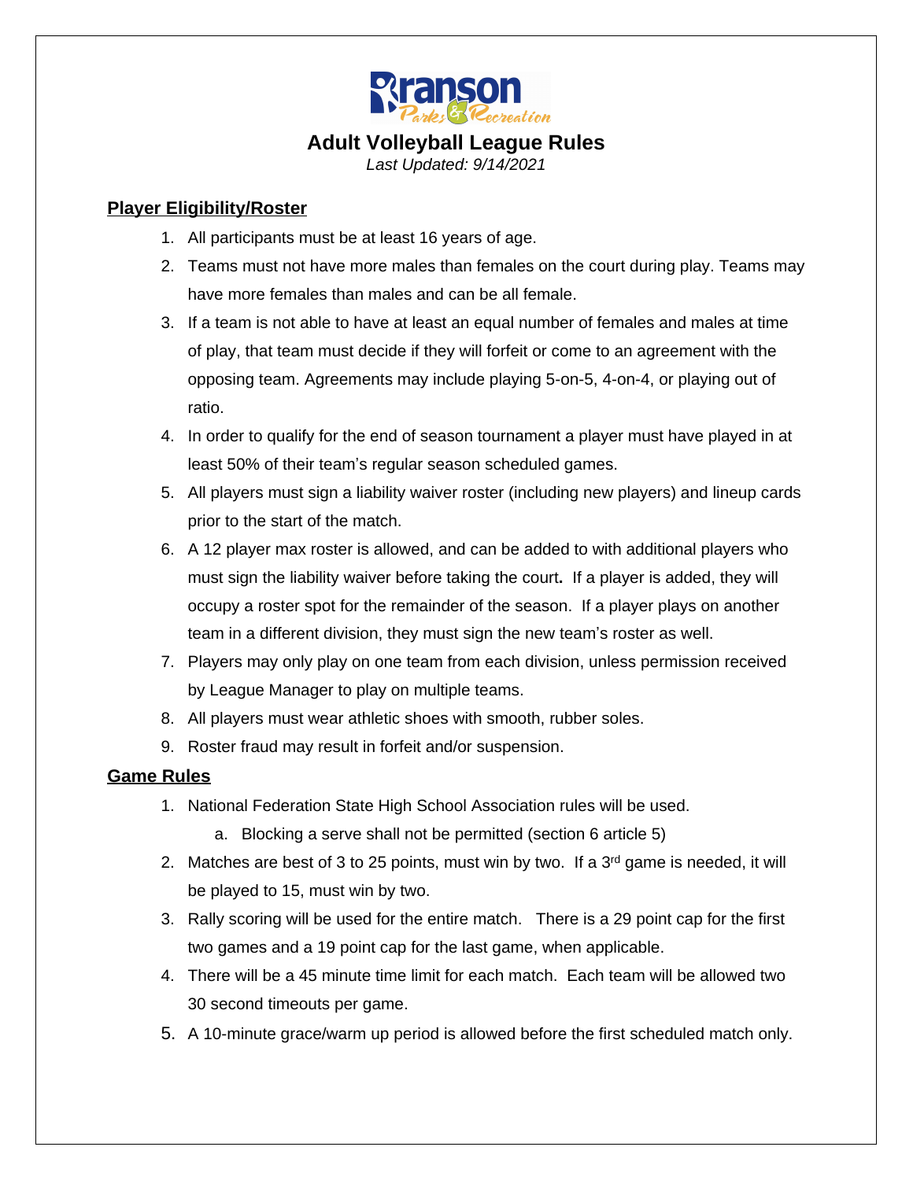Branson Parks & Recreation

# Adult Volleyball League Rules

*Last Updated: 9/14/2021*

## Player Eligibility/Roster

1. All participants must be at least 16 years of age.
2. Teams must not have more males than females on the court during play. Teams may have more females than males and can be all female.
3. If a team is not able to have at least an equal number of females and males at time of play, that team must decide if they will forfeit or come to an agreement with the opposing team. Agreements may include playing 5-on-5, 4-on-4, or playing out of ratio.
4. In order to qualify for the end of season tournament a player must have played in at least 50% of their team's regular season scheduled games.
5. All players must sign a liability waiver roster (including new players) and lineup cards prior to the start of the match.
6. A 12 player max roster is allowed, and can be added to with additional players who must sign the liability waiver before taking the court**.** If a player is added, they will occupy a roster spot for the remainder of the season. If a player plays on another team in a different division, they must sign the new team's roster as well.
7. Players may only play on one team from each division, unless permission received by League Manager to play on multiple teams.
8. All players must wear athletic shoes with smooth, rubber soles.
9. Roster fraud may result in forfeit and/or suspension.

## Game Rules

1. National Federation State High School Association rules will be used.
   a. Blocking a serve shall not be permitted (section 6 article 5)
2. Matches are best of 3 to 25 points, must win by two. If a 3rd game is needed, it will be played to 15, must win by two.
3. Rally scoring will be used for the entire match. There is a 29 point cap for the first two games and a 19 point cap for the last game, when applicable.
4. There will be a 45 minute time limit for each match. Each team will be allowed two 30 second timeouts per game.
5. A 10-minute grace/warm up period is allowed before the first scheduled match only.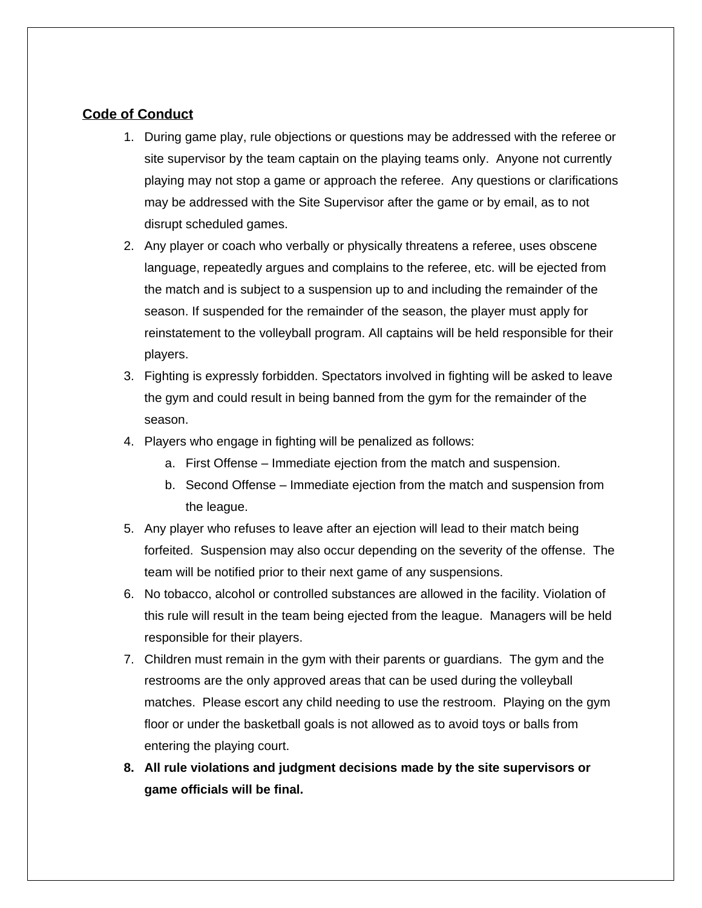## Code of Conduct

1. During game play, rule objections or questions may be addressed with the referee or site supervisor by the team captain on the playing teams only. Anyone not currently playing may not stop a game or approach the referee. Any questions or clarifications may be addressed with the Site Supervisor after the game or by email, as to not disrupt scheduled games.
2. Any player or coach who verbally or physically threatens a referee, uses obscene language, repeatedly argues and complains to the referee, etc. will be ejected from the match and is subject to a suspension up to and including the remainder of the season. If suspended for the remainder of the season, the player must apply for reinstatement to the volleyball program. All captains will be held responsible for their players.
3. Fighting is expressly forbidden. Spectators involved in fighting will be asked to leave the gym and could result in being banned from the gym for the remainder of the season.
4. Players who engage in fighting will be penalized as follows:
   a. First Offense – Immediate ejection from the match and suspension.
   b. Second Offense – Immediate ejection from the match and suspension from the league.
5. Any player who refuses to leave after an ejection will lead to their match being forfeited. Suspension may also occur depending on the severity of the offense. The team will be notified prior to their next game of any suspensions.
6. No tobacco, alcohol or controlled substances are allowed in the facility. Violation of this rule will result in the team being ejected from the league. Managers will be held responsible for their players.
7. Children must remain in the gym with their parents or guardians. The gym and the restrooms are the only approved areas that can be used during the volleyball matches. Please escort any child needing to use the restroom. Playing on the gym floor or under the basketball goals is not allowed as to avoid toys or balls from entering the playing court.
8. **All rule violations and judgment decisions made by the site supervisors or game officials will be final.**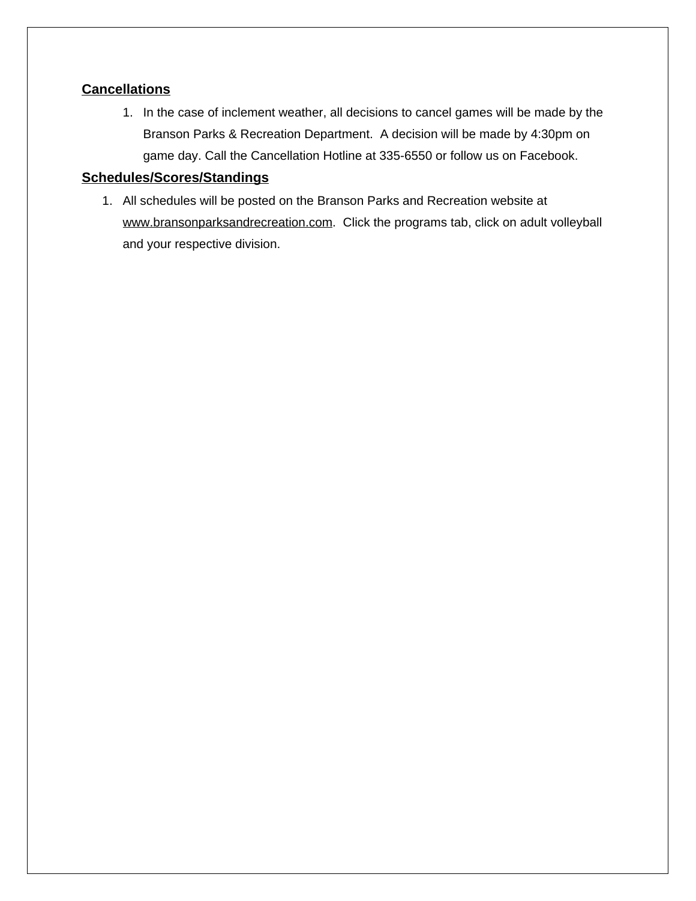**Cancellations**

1. In the case of inclement weather, all decisions to cancel games will be made by the Branson Parks & Recreation Department. A decision will be made by 4:30pm on game day. Call the Cancellation Hotline at 335-6550 or follow us on Facebook.

**Schedules/Scores/Standings**

1. All schedules will be posted on the Branson Parks and Recreation website at www.bransonparksandrecreation.com. Click the programs tab, click on adult volleyball and your respective division.